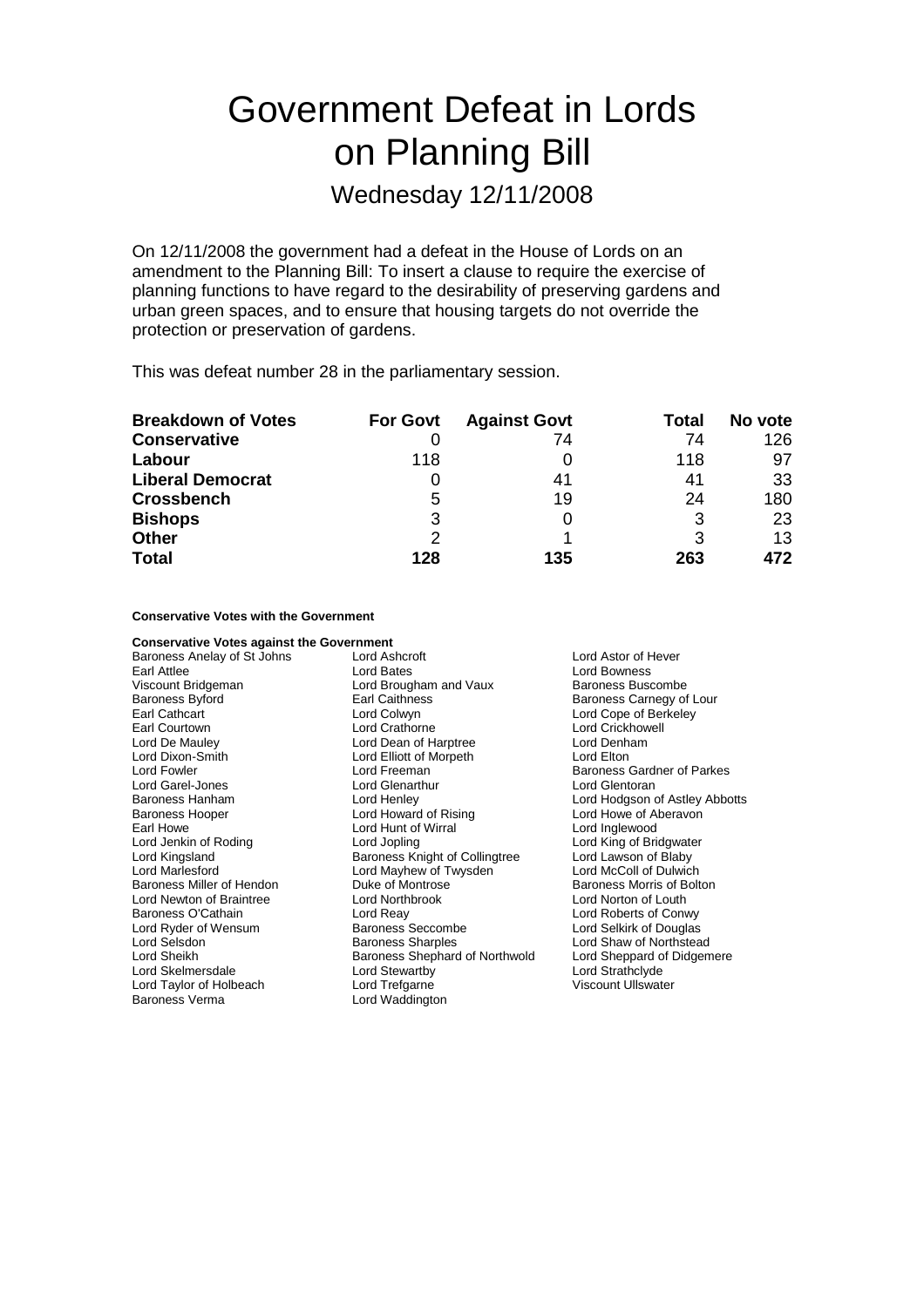# Government Defeat in Lords on Planning Bill

## Wednesday 12/11/2008

On 12/11/2008 the government had a defeat in the House of Lords on an amendment to the Planning Bill: To insert a clause to require the exercise of planning functions to have regard to the desirability of preserving gardens and urban green spaces, and to ensure that housing targets do not override the protection or preservation of gardens.

This was defeat number 28 in the parliamentary session.

| Breakdown of Votes | For Govt | Against Govt | Total | No vote |
|---|---|---|---|---|
| **Conservative** | 0 | 74 | 74 | 126 |
| **Labour** | 118 | 0 | 118 | 97 |
| **Liberal Democrat** | 0 | 41 | 41 | 33 |
| **Crossbench** | 5 | 19 | 24 | 180 |
| **Bishops** | 3 | 0 | 3 | 23 |
| **Other** | 2 | 1 | 3 | 13 |
| **Total** | **128** | **135** | **263** | **472** |

**Conservative Votes with the Government**

**Conservative Votes against the Government**

Baroness Anelay of St Johns
Lord Ashcroft
Lord Astor of Hever
Earl Attlee
Lord Bates
Lord Bowness
Viscount Bridgeman
Lord Brougham and Vaux
Baroness Buscombe
Baroness Byford
Earl Caithness
Baroness Carnegy of Lour
Earl Cathcart
Lord Colwyn
Lord Cope of Berkeley
Earl Courtown
Lord Crathorne
Lord Crickhowell
Lord De Mauley
Lord Dean of Harptree
Lord Denham
Lord Dixon-Smith
Lord Elliott of Morpeth
Lord Elton
Lord Fowler
Lord Freeman
Baroness Gardner of Parkes
Lord Garel-Jones
Lord Glenarthur
Lord Glentoran
Baroness Hanham
Lord Henley
Lord Hodgson of Astley Abbotts
Baroness Hooper
Lord Howard of Rising
Lord Howe of Aberavon
Earl Howe
Lord Hunt of Wirral
Lord Inglewood
Lord Jenkin of Roding
Lord Jopling
Lord King of Bridgwater
Lord Kingsland
Baroness Knight of Collingtree
Lord Lawson of Blaby
Lord Marlesford
Lord Mayhew of Twysden
Lord McColl of Dulwich
Baroness Miller of Hendon
Duke of Montrose
Baroness Morris of Bolton
Lord Newton of Braintree
Lord Northbrook
Lord Norton of Louth
Baroness O'Cathain
Lord Reay
Lord Roberts of Conwy
Lord Ryder of Wensum
Baroness Seccombe
Lord Selkirk of Douglas
Lord Selsdon
Baroness Sharples
Lord Shaw of Northstead
Lord Sheikh
Baroness Shephard of Northwold
Lord Sheppard of Didgemere
Lord Skelmersdale
Lord Stewartby
Lord Strathclyde
Lord Taylor of Holbeach
Lord Trefgarne
Viscount Ullswater
Baroness Verma
Lord Waddington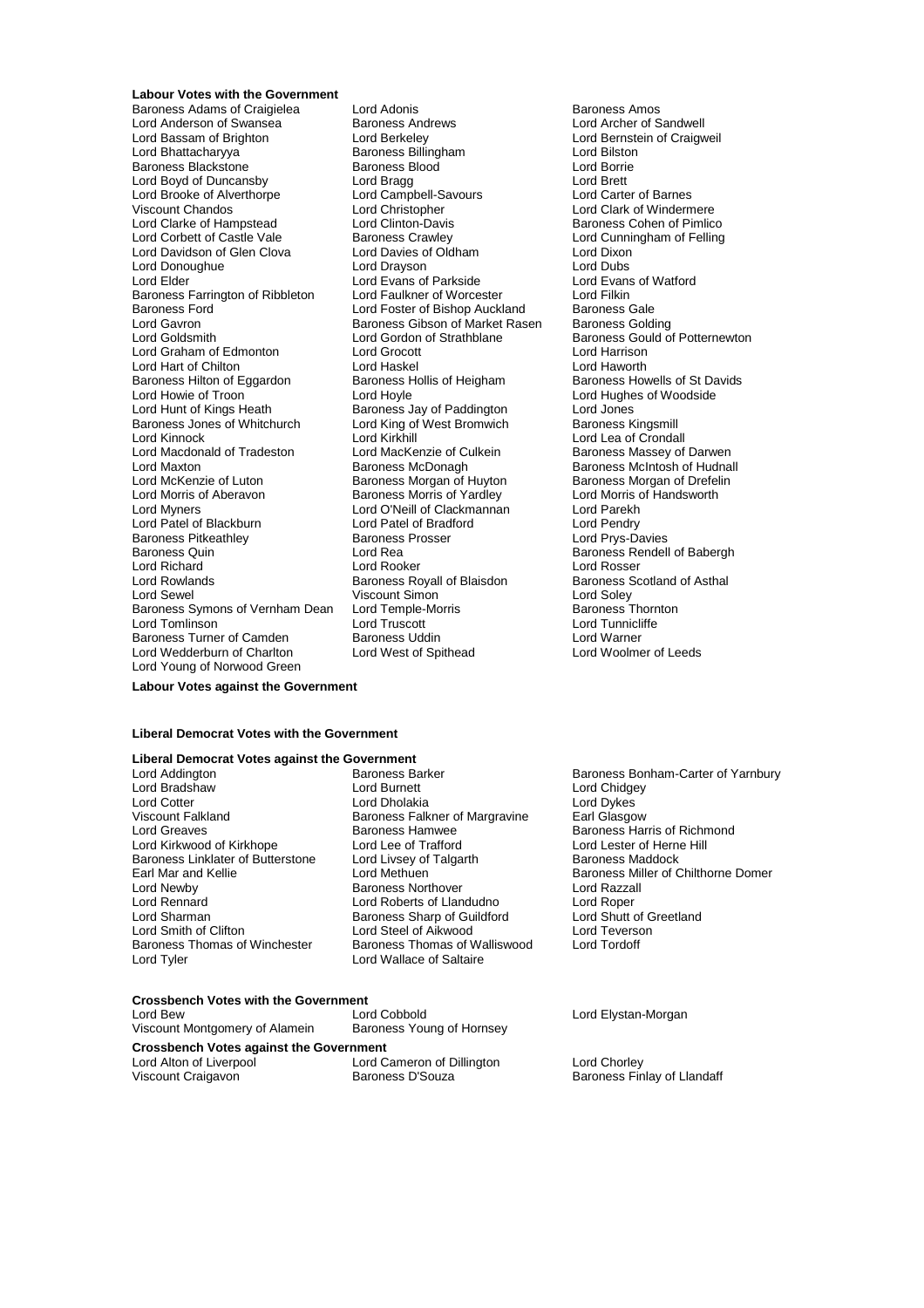**Labour Votes with the Government**

Baroness Adams of Craigielea
Lord Adonis
Baroness Amos
Lord Anderson of Swansea
Baroness Andrews
Lord Archer of Sandwell
Lord Bassam of Brighton
Lord Berkeley
Lord Bernstein of Craigweil
Lord Bhattacharyya
Baroness Billingham
Lord Bilston
Baroness Blackstone
Baroness Blood
Lord Borrie
Lord Boyd of Duncansby
Lord Bragg
Lord Brett
Lord Brooke of Alverthorpe
Lord Campbell-Savours
Lord Carter of Barnes
Viscount Chandos
Lord Christopher
Lord Clark of Windermere
Lord Clarke of Hampstead
Lord Clinton-Davis
Baroness Cohen of Pimlico
Lord Corbett of Castle Vale
Baroness Crawley
Lord Cunningham of Felling
Lord Davidson of Glen Clova
Lord Davies of Oldham
Lord Dixon
Lord Donoughue
Lord Drayson
Lord Dubs
Lord Elder
Lord Evans of Parkside
Lord Evans of Watford
Baroness Farrington of Ribbleton
Lord Faulkner of Worcester
Lord Filkin
Baroness Ford
Lord Foster of Bishop Auckland
Baroness Gale
Lord Gavron
Baroness Gibson of Market Rasen
Baroness Golding
Lord Goldsmith
Lord Gordon of Strathblane
Baroness Gould of Potternewton
Lord Graham of Edmonton
Lord Grocott
Lord Harrison
Lord Hart of Chilton
Lord Haskel
Lord Haworth
Baroness Hilton of Eggardon
Baroness Hollis of Heigham
Baroness Howells of St Davids
Lord Howie of Troon
Lord Hoyle
Lord Hughes of Woodside
Lord Hunt of Kings Heath
Baroness Jay of Paddington
Lord Jones
Baroness Jones of Whitchurch
Lord King of West Bromwich
Baroness Kingsmill
Lord Kinnock
Lord Kirkhill
Lord Lea of Crondall
Lord Macdonald of Tradeston
Lord MacKenzie of Culkein
Baroness Massey of Darwen
Lord Maxton
Baroness McDonagh
Baroness McIntosh of Hudnall
Lord McKenzie of Luton
Baroness Morgan of Huyton
Baroness Morgan of Drefelin
Lord Morris of Aberavon
Baroness Morris of Yardley
Lord Morris of Handsworth
Lord Myners
Lord O'Neill of Clackmannan
Lord Parekh
Lord Patel of Blackburn
Lord Patel of Bradford
Lord Pendry
Baroness Pitkeathley
Baroness Prosser
Lord Prys-Davies
Baroness Quin
Lord Rea
Baroness Rendell of Babergh
Lord Richard
Lord Rooker
Lord Rosser
Lord Rowlands
Baroness Royall of Blaisdon
Baroness Scotland of Asthal
Lord Sewel
Viscount Simon
Lord Soley
Baroness Symons of Vernham Dean
Lord Temple-Morris
Baroness Thornton
Lord Tomlinson
Lord Truscott
Lord Tunnicliffe
Baroness Turner of Camden
Baroness Uddin
Lord Warner
Lord Wedderburn of Charlton
Lord West of Spithead
Lord Woolmer of Leeds
Lord Young of Norwood Green

**Labour Votes against the Government**

**Liberal Democrat Votes with the Government**

**Liberal Democrat Votes against the Government**

Lord Addington
Baroness Barker
Baroness Bonham-Carter of Yarnbury
Lord Bradshaw
Lord Burnett
Lord Chidgey
Lord Cotter
Lord Dholakia
Lord Dykes
Viscount Falkland
Baroness Falkner of Margravine
Earl Glasgow
Lord Greaves
Baroness Hamwee
Baroness Harris of Richmond
Lord Kirkwood of Kirkhope
Lord Lee of Trafford
Lord Lester of Herne Hill
Baroness Linklater of Butterstone
Lord Livsey of Talgarth
Baroness Maddock
Earl Mar and Kellie
Lord Methuen
Baroness Miller of Chilthorne Domer
Lord Newby
Baroness Northover
Lord Razzall
Lord Rennard
Lord Roberts of Llandudno
Lord Roper
Lord Sharman
Baroness Sharp of Guildford
Lord Shutt of Greetland
Lord Smith of Clifton
Lord Steel of Aikwood
Lord Teverson
Baroness Thomas of Winchester
Baroness Thomas of Walliswood
Lord Tordoff
Lord Tyler
Lord Wallace of Saltaire

**Crossbench Votes with the Government**

Lord Bew
Lord Cobbold
Lord Elystan-Morgan
Viscount Montgomery of Alamein
Baroness Young of Hornsey

**Crossbench Votes against the Government**

Lord Alton of Liverpool
Lord Cameron of Dillington
Lord Chorley
Viscount Craigavon
Baroness D'Souza
Baroness Finlay of Llandaff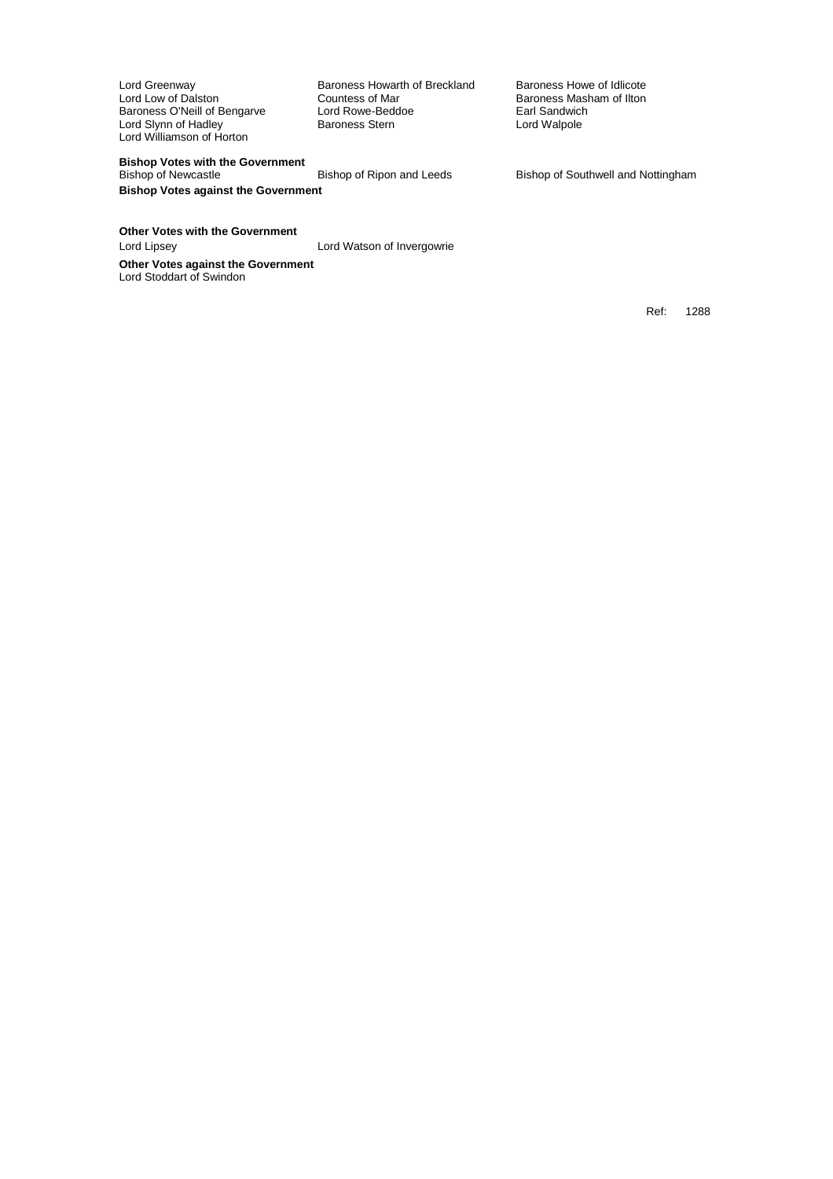Lord Greenway
Baroness Howarth of Breckland
Baroness Howe of Idlicote
Lord Low of Dalston
Countess of Mar
Baroness Masham of Ilton
Baroness O'Neill of Bengarve
Lord Rowe-Beddoe
Earl Sandwich
Lord Slynn of Hadley
Baroness Stern
Lord Walpole
Lord Williamson of Horton

**Bishop Votes with the Government**

Bishop of Newcastle
Bishop of Ripon and Leeds
Bishop of Southwell and Nottingham

**Bishop Votes against the Government**

**Other Votes with the Government**

Lord Lipsey
Lord Watson of Invergowrie

**Other Votes against the Government**

Lord Stoddart of Swindon

Ref: 1288